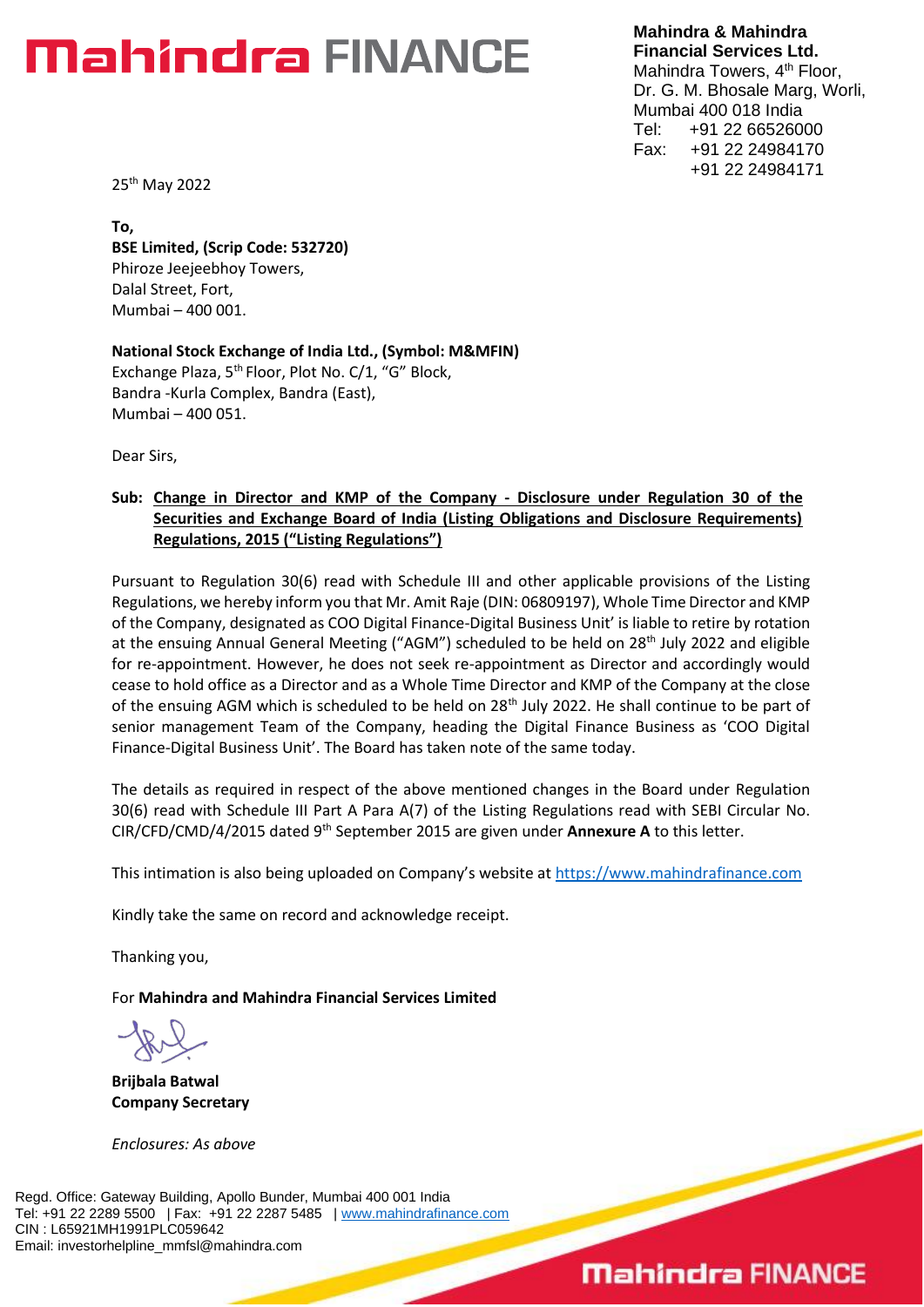**Mahindra & Mahindra Financial Services Ltd.**
Mahindra Towers, 4th Floor,
Dr. G. M. Bhosale Marg, Worli,
Mumbai 400 018 India
Tel: +91 22 66526000
Fax: +91 22 24984170
+91 22 24984171

25th May 2022

**To,**
**BSE Limited, (Scrip Code: 532720)**
Phiroze Jeejeebhoy Towers,
Dalal Street, Fort,
Mumbai – 400 001.

**National Stock Exchange of India Ltd., (Symbol: M&MFIN)**
Exchange Plaza, 5th Floor, Plot No. C/1, "G" Block,
Bandra -Kurla Complex, Bandra (East),
Mumbai – 400 051.

Dear Sirs,

**Sub: Change in Director and KMP of the Company - Disclosure under Regulation 30 of the Securities and Exchange Board of India (Listing Obligations and Disclosure Requirements) Regulations, 2015 ("Listing Regulations")**

Pursuant to Regulation 30(6) read with Schedule III and other applicable provisions of the Listing Regulations, we hereby inform you that Mr. Amit Raje (DIN: 06809197), Whole Time Director and KMP of the Company, designated as COO Digital Finance-Digital Business Unit' is liable to retire by rotation at the ensuing Annual General Meeting ("AGM") scheduled to be held on 28th July 2022 and eligible for re-appointment. However, he does not seek re-appointment as Director and accordingly would cease to hold office as a Director and as a Whole Time Director and KMP of the Company at the close of the ensuing AGM which is scheduled to be held on 28th July 2022. He shall continue to be part of senior management Team of the Company, heading the Digital Finance Business as 'COO Digital Finance-Digital Business Unit'. The Board has taken note of the same today.

The details as required in respect of the above mentioned changes in the Board under Regulation 30(6) read with Schedule III Part A Para A(7) of the Listing Regulations read with SEBI Circular No. CIR/CFD/CMD/4/2015 dated 9th September 2015 are given under **Annexure A** to this letter.

This intimation is also being uploaded on Company's website at https://www.mahindrafinance.com

Kindly take the same on record and acknowledge receipt.

Thanking you,

For **Mahindra and Mahindra Financial Services Limited**

**Brijbala Batwal**
**Company Secretary**

*Enclosures: As above*

Regd. Office: Gateway Building, Apollo Bunder, Mumbai 400 001 India
Tel: +91 22 2289 5500 | Fax: +91 22 2287 5485 | www.mahindrafinance.com
CIN : L65921MH1991PLC059642
Email: investorhelpline_mmfsl@mahindra.com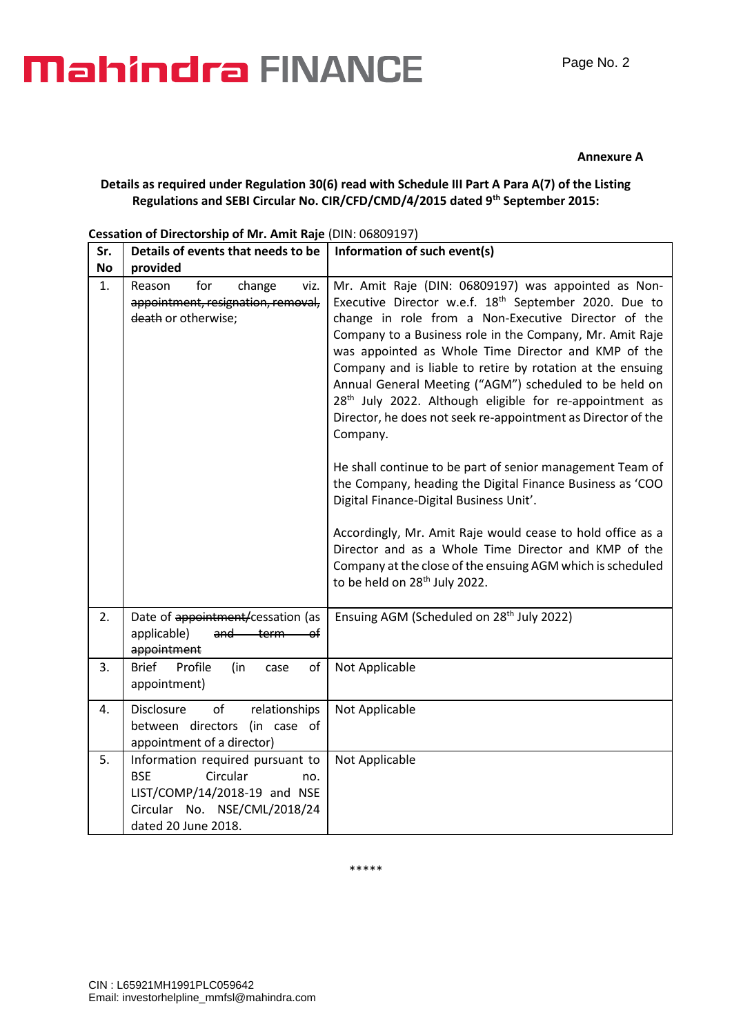**Annexure A**

**Details as required under Regulation 30(6) read with Schedule III Part A Para A(7) of the Listing Regulations and SEBI Circular No. CIR/CFD/CMD/4/2015 dated 9th September 2015:**

**Cessation of Directorship of Mr. Amit Raje** (DIN: 06809197)

| Sr. No | Details of events that needs to be provided | Information of such event(s) |
|---|---|---|
| 1. | Reason for change viz. ~~appointment, resignation, removal, death~~ or otherwise; | Mr. Amit Raje (DIN: 06809197) was appointed as Non-Executive Director w.e.f. 18th September 2020. Due to change in role from a Non-Executive Director of the Company to a Business role in the Company, Mr. Amit Raje was appointed as Whole Time Director and KMP of the Company and is liable to retire by rotation at the ensuing Annual General Meeting ("AGM") scheduled to be held on 28th July 2022. Although eligible for re-appointment as Director, he does not seek re-appointment as Director of the Company.<br><br>He shall continue to be part of senior management Team of the Company, heading the Digital Finance Business as 'COO Digital Finance-Digital Business Unit'.<br><br>Accordingly, Mr. Amit Raje would cease to hold office as a Director and as a Whole Time Director and KMP of the Company at the close of the ensuing AGM which is scheduled to be held on 28th July 2022. |
| 2. | Date of ~~appointment/~~cessation (as applicable) ~~and term of appointment~~ | Ensuing AGM (Scheduled on 28th July 2022) |
| 3. | Brief Profile (in case of appointment) | Not Applicable |
| 4. | Disclosure of relationships between directors (in case of appointment of a director) | Not Applicable |
| 5. | Information required pursuant to BSE Circular no. LIST/COMP/14/2018-19 and NSE Circular No. NSE/CML/2018/24 dated 20 June 2018. | Not Applicable |

*****

CIN : L65921MH1991PLC059642
Email: investorhelpline_mmfsl@mahindra.com